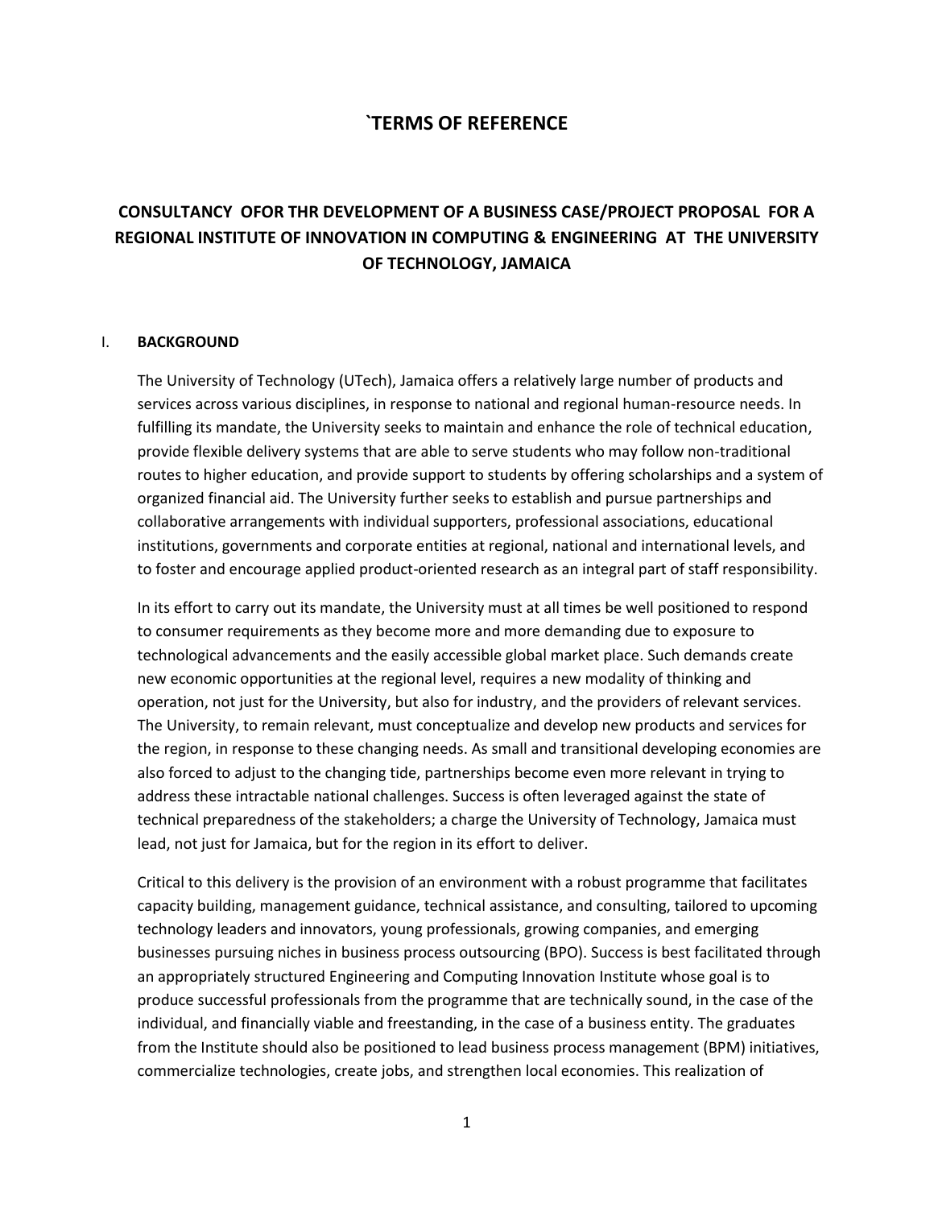# `TERMS OF REFERENCE

## CONSULTANCY OFOR THR DEVELOPMENT OF A BUSINESS CASE/PROJECT PROPOSAL FOR A REGIONAL INSTITUTE OF INNOVATION IN COMPUTING & ENGINEERING AT THE UNIVERSITY OF TECHNOLOGY, JAMAICA

### I. BACKGROUND

The University of Technology (UTech), Jamaica offers a relatively large number of products and services across various disciplines, in response to national and regional human-resource needs. In fulfilling its mandate, the University seeks to maintain and enhance the role of technical education, provide flexible delivery systems that are able to serve students who may follow non-traditional routes to higher education, and provide support to students by offering scholarships and a system of organized financial aid. The University further seeks to establish and pursue partnerships and collaborative arrangements with individual supporters, professional associations, educational institutions, governments and corporate entities at regional, national and international levels, and to foster and encourage applied product-oriented research as an integral part of staff responsibility.

In its effort to carry out its mandate, the University must at all times be well positioned to respond to consumer requirements as they become more and more demanding due to exposure to technological advancements and the easily accessible global market place. Such demands create new economic opportunities at the regional level, requires a new modality of thinking and operation, not just for the University, but also for industry, and the providers of relevant services. The University, to remain relevant, must conceptualize and develop new products and services for the region, in response to these changing needs. As small and transitional developing economies are also forced to adjust to the changing tide, partnerships become even more relevant in trying to address these intractable national challenges. Success is often leveraged against the state of technical preparedness of the stakeholders; a charge the University of Technology, Jamaica must lead, not just for Jamaica, but for the region in its effort to deliver.

Critical to this delivery is the provision of an environment with a robust programme that facilitates capacity building, management guidance, technical assistance, and consulting, tailored to upcoming technology leaders and innovators, young professionals, growing companies, and emerging businesses pursuing niches in business process outsourcing (BPO). Success is best facilitated through an appropriately structured Engineering and Computing Innovation Institute whose goal is to produce successful professionals from the programme that are technically sound, in the case of the individual, and financially viable and freestanding, in the case of a business entity. The graduates from the Institute should also be positioned to lead business process management (BPM) initiatives, commercialize technologies, create jobs, and strengthen local economies. This realization of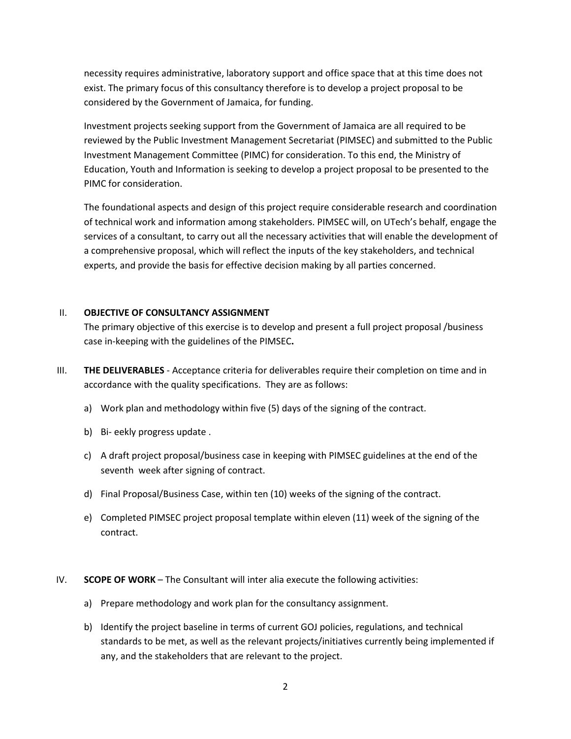necessity requires administrative, laboratory support and office space that at this time does not exist. The primary focus of this consultancy therefore is to develop a project proposal to be considered by the Government of Jamaica, for funding.

Investment projects seeking support from the Government of Jamaica are all required to be reviewed by the Public Investment Management Secretariat (PIMSEC) and submitted to the Public Investment Management Committee (PIMC) for consideration. To this end, the Ministry of Education, Youth and Information is seeking to develop a project proposal to be presented to the PIMC for consideration.

The foundational aspects and design of this project require considerable research and coordination of technical work and information among stakeholders. PIMSEC will, on UTech's behalf, engage the services of a consultant, to carry out all the necessary activities that will enable the development of a comprehensive proposal, which will reflect the inputs of the key stakeholders, and technical experts, and provide the basis for effective decision making by all parties concerned.

## II. OBJECTIVE OF CONSULTANCY ASSIGNMENT

The primary objective of this exercise is to develop and present a full project proposal /business case in-keeping with the guidelines of the PIMSEC**.**

## III. THE DELIVERABLES

**THE DELIVERABLES** - Acceptance criteria for deliverables require their completion on time and in accordance with the quality specifications. They are as follows:

a) Work plan and methodology within five (5) days of the signing of the contract.

b) Bi- eekly progress update .

c) A draft project proposal/business case in keeping with PIMSEC guidelines at the end of the seventh week after signing of contract.

d) Final Proposal/Business Case, within ten (10) weeks of the signing of the contract.

e) Completed PIMSEC project proposal template within eleven (11) week of the signing of the contract.

## IV. SCOPE OF WORK

**SCOPE OF WORK** – The Consultant will inter alia execute the following activities:

a) Prepare methodology and work plan for the consultancy assignment.

b) Identify the project baseline in terms of current GOJ policies, regulations, and technical standards to be met, as well as the relevant projects/initiatives currently being implemented if any, and the stakeholders that are relevant to the project.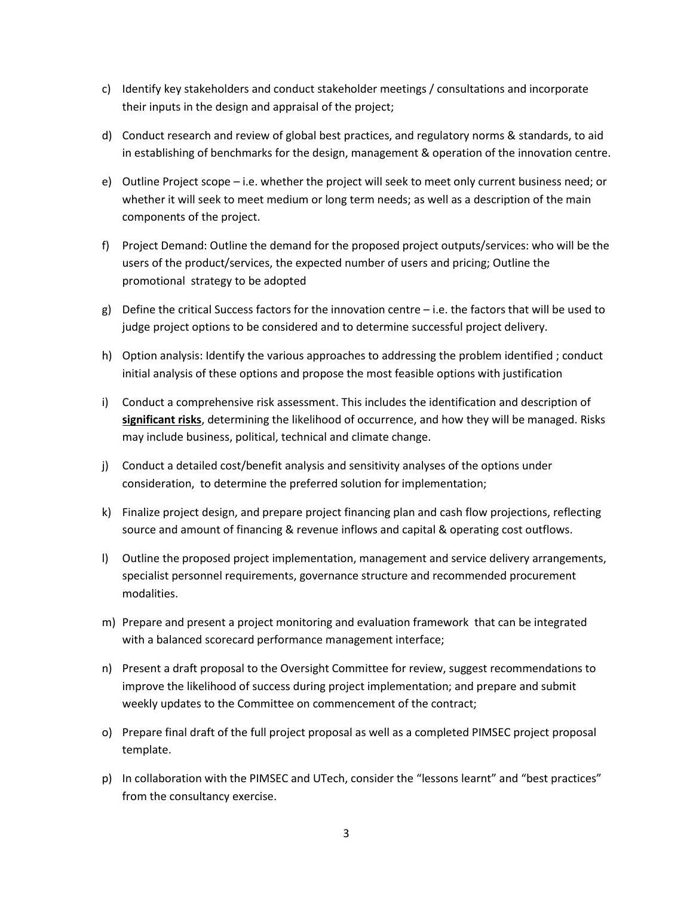c) Identify key stakeholders and conduct stakeholder meetings / consultations and incorporate their inputs in the design and appraisal of the project;

d) Conduct research and review of global best practices, and regulatory norms & standards, to aid in establishing of benchmarks for the design, management & operation of the innovation centre.

e) Outline Project scope – i.e. whether the project will seek to meet only current business need; or whether it will seek to meet medium or long term needs; as well as a description of the main components of the project.

f) Project Demand: Outline the demand for the proposed project outputs/services: who will be the users of the product/services, the expected number of users and pricing; Outline the promotional strategy to be adopted

g) Define the critical Success factors for the innovation centre – i.e. the factors that will be used to judge project options to be considered and to determine successful project delivery.

h) Option analysis: Identify the various approaches to addressing the problem identified ; conduct initial analysis of these options and propose the most feasible options with justification

i) Conduct a comprehensive risk assessment. This includes the identification and description of **significant risks**, determining the likelihood of occurrence, and how they will be managed. Risks may include business, political, technical and climate change.

j) Conduct a detailed cost/benefit analysis and sensitivity analyses of the options under consideration, to determine the preferred solution for implementation;

k) Finalize project design, and prepare project financing plan and cash flow projections, reflecting source and amount of financing & revenue inflows and capital & operating cost outflows.

l) Outline the proposed project implementation, management and service delivery arrangements, specialist personnel requirements, governance structure and recommended procurement modalities.

m) Prepare and present a project monitoring and evaluation framework that can be integrated with a balanced scorecard performance management interface;

n) Present a draft proposal to the Oversight Committee for review, suggest recommendations to improve the likelihood of success during project implementation; and prepare and submit weekly updates to the Committee on commencement of the contract;

o) Prepare final draft of the full project proposal as well as a completed PIMSEC project proposal template.

p) In collaboration with the PIMSEC and UTech, consider the "lessons learnt" and "best practices" from the consultancy exercise.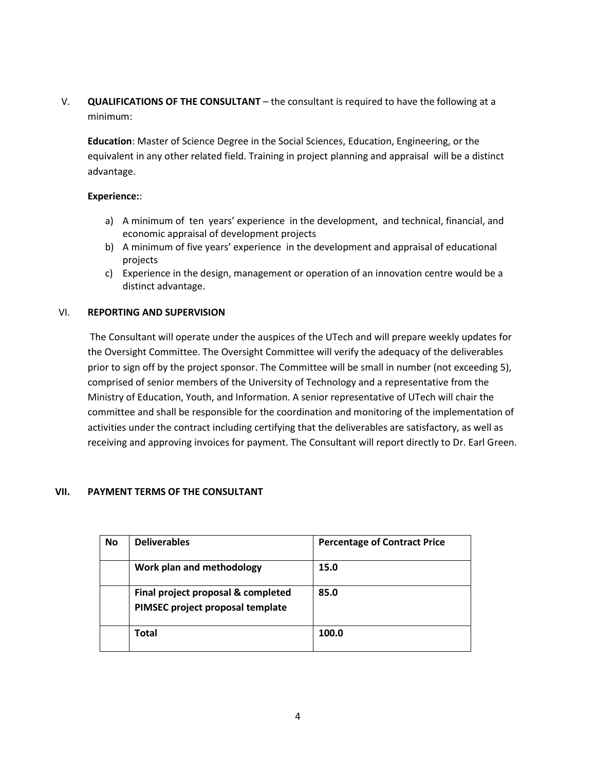## V. QUALIFICATIONS OF THE CONSULTANT – the consultant is required to have the following at a minimum:

**Education**: Master of Science Degree in the Social Sciences, Education, Engineering, or the equivalent in any other related field. Training in project planning and appraisal will be a distinct advantage.

**Experience:**:

a) A minimum of ten years' experience in the development, and technical, financial, and economic appraisal of development projects
b) A minimum of five years' experience in the development and appraisal of educational projects
c) Experience in the design, management or operation of an innovation centre would be a distinct advantage.

## VI. REPORTING AND SUPERVISION

The Consultant will operate under the auspices of the UTech and will prepare weekly updates for the Oversight Committee. The Oversight Committee will verify the adequacy of the deliverables prior to sign off by the project sponsor. The Committee will be small in number (not exceeding 5), comprised of senior members of the University of Technology and a representative from the Ministry of Education, Youth, and Information. A senior representative of UTech will chair the committee and shall be responsible for the coordination and monitoring of the implementation of activities under the contract including certifying that the deliverables are satisfactory, as well as receiving and approving invoices for payment. The Consultant will report directly to Dr. Earl Green.

## VII. PAYMENT TERMS OF THE CONSULTANT

| No | Deliverables | Percentage of Contract Price |
|---|---|---|
| | **Work plan and methodology** | **15.0** |
| | **Final project proposal & completed PIMSEC project proposal template** | **85.0** |
| | **Total** | **100.0** |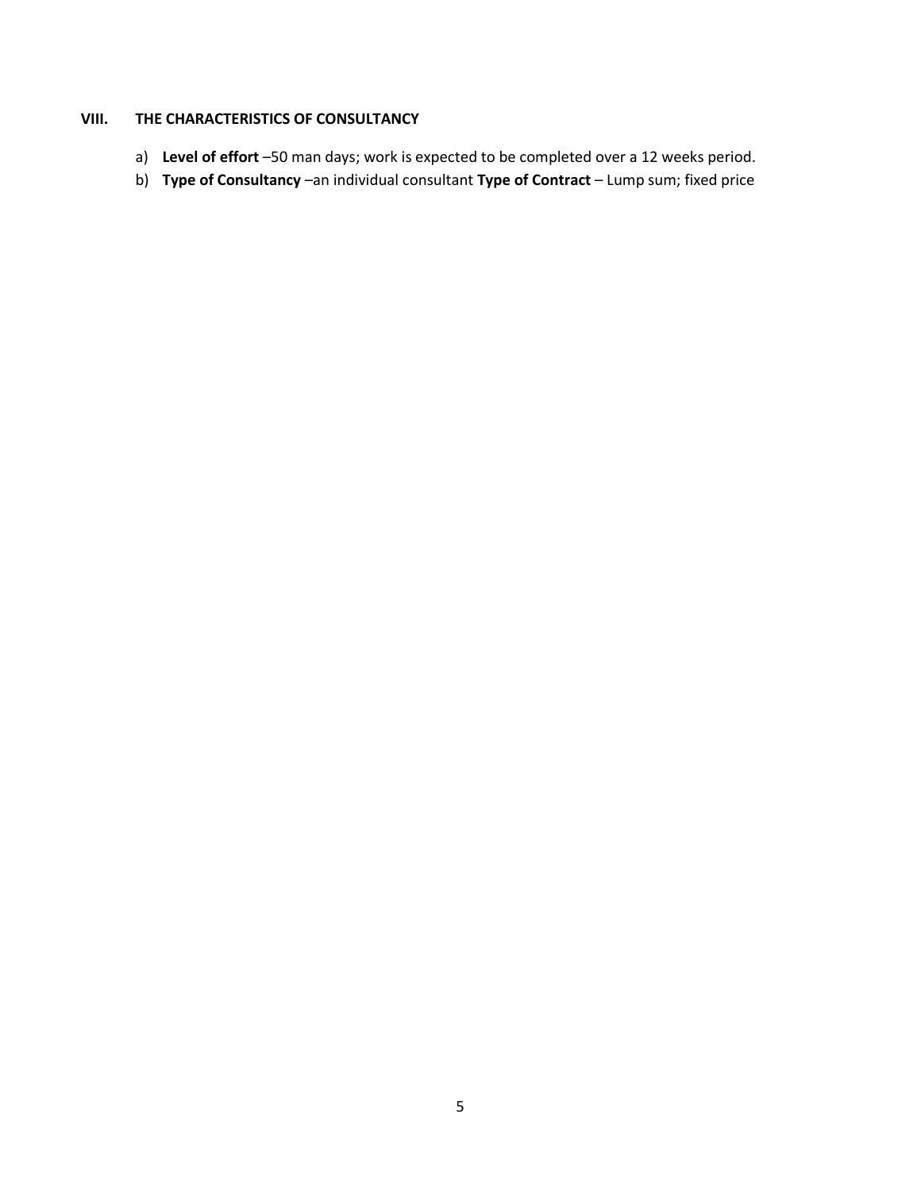## VIII. THE CHARACTERISTICS OF CONSULTANCY

a) **Level of effort** –50 man days; work is expected to be completed over a 12 weeks period.

b) **Type of Consultancy** –an individual consultant **Type of Contract** – Lump sum; fixed price